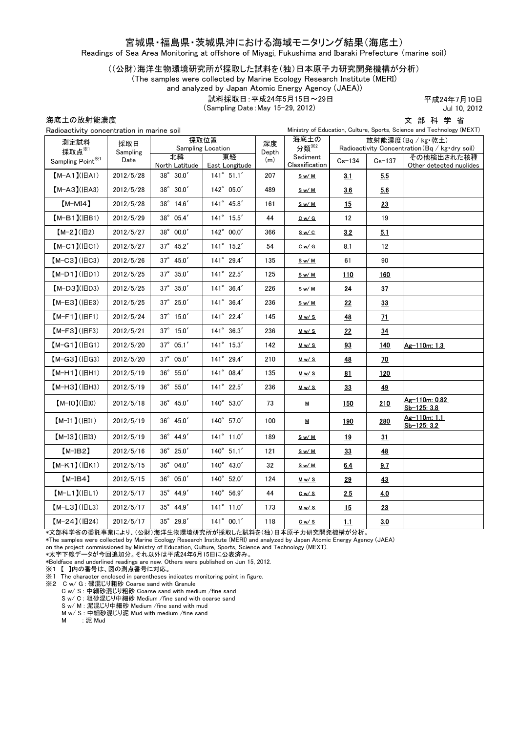# 宮城県・福島県・茨城県沖における海域モニタリング結果（海底土）

Readings of Sea Area Monitoring at offshore of Miyagi, Fukushima and Ibaraki Prefecture (marine soil)

（(公財)海洋生物環境研究所が採取した試料を(独)日本原子力研究開発機構が分析）

(The samples were collected by Marine Ecology Research Institute (MERI) and analyzed by Japan Atomic Energy Agency (JAEA))

試料採取日：平成24年5月15日～29日
(Sampling Date：May 15-29, 2012)

平成24年7月10日
Jul 10, 2012

文部科学省
Ministry of Education, Culture, Sports, Science and Technology (MEXT)

## 海底土の放射能濃度

Radioactivity concentration in marine soil

| 測定試料採取点※1 Sampling Point※1 | 採取日 Sampling Date | 採取位置 Sampling Location | | 深度 Depth (m) | 海底土の分類※2 Sediment Classification | 放射能濃度(Bq／kg・乾土) Radioactivity Concentration(Bq／kg・dry soil) | | |
|---|---|---|---|---|---|---|---|---|
| | | 北緯 North Latitude | 東経 East Longitude | | | Cs-134 | Cs-137 | その他検出された核種 Other detected nuclides |
| 【M-A1】(旧A1) | 2012/5/28 | 38° 30.0′ | 141° 51.1′ | 207 | S w/ M | **3.1** | **5.5** | |
| 【M-A3】(旧A3) | 2012/5/28 | 38° 30.0′ | 142° 05.0′ | 489 | S w/ M | **3.6** | **5.6** | |
| 【M-MI4】 | 2012/5/28 | 38° 14.6′ | 141° 45.8′ | 161 | S w/ M | **15** | **23** | |
| 【M-B1】(旧B1) | 2012/5/29 | 38° 05.4′ | 141° 15.5′ | 44 | C w/ G | 12 | 19 | |
| 【M-2】(旧2) | 2012/5/27 | 38° 00.0′ | 142° 00.0′ | 366 | S w/ C | **3.2** | **5.1** | |
| 【M-C1】(旧C1) | 2012/5/27 | 37° 45.2′ | 141° 15.2′ | 54 | C w/ G | 8.1 | 12 | |
| 【M-C3】(旧C3) | 2012/5/26 | 37° 45.0′ | 141° 29.4′ | 135 | S w/ M | 61 | 90 | |
| 【M-D1】(旧D1) | 2012/5/25 | 37° 35.0′ | 141° 22.5′ | 125 | S w/ M | **110** | **160** | |
| 【M-D3】(旧D3) | 2012/5/25 | 37° 35.0′ | 141° 36.4′ | 226 | S w/ M | **24** | **37** | |
| 【M-E3】(旧E3) | 2012/5/25 | 37° 25.0′ | 141° 36.4′ | 236 | S w/ M | **22** | **33** | |
| 【M-F1】(旧F1) | 2012/5/24 | 37° 15.0′ | 141° 22.4′ | 145 | M w/ S | **48** | **71** | |
| 【M-F3】(旧F3) | 2012/5/21 | 37° 15.0′ | 141° 36.3′ | 236 | M w/ S | **22** | **34** | |
| 【M-G1】(旧G1) | 2012/5/20 | 37° 05.1′ | 141° 15.3′ | 142 | M w/ S | **93** | **140** | **Ag-110m: 1.3** |
| 【M-G3】(旧G3) | 2012/5/20 | 37° 05.0′ | 141° 29.4′ | 210 | M w/ S | **48** | **70** | |
| 【M-H1】(旧H1) | 2012/5/19 | 36° 55.0′ | 141° 08.4′ | 135 | M w/ S | **81** | **120** | |
| 【M-H3】(旧H3) | 2012/5/19 | 36° 55.0′ | 141° 22.5′ | 236 | M w/ S | **33** | **49** | |
| 【M-I0】(旧I0) | 2012/5/18 | 36° 45.0′ | 140° 53.0′ | 73 | M | **150** | **210** | **Ag-110m: 0.82 Sb-125: 3.8** |
| 【M-I1】(旧I1) | 2012/5/19 | 36° 45.0′ | 140° 57.0′ | 100 | M | **190** | **280** | **Ag-110m: 1.1 Sb-125: 3.2** |
| 【M-I3】(旧I3) | 2012/5/19 | 36° 44.9′ | 141° 11.0′ | 189 | S w/ M | **19** | **31** | |
| 【M-IB2】 | 2012/5/16 | 36° 25.0′ | 140° 51.1′ | 121 | S w/ M | **33** | **48** | |
| 【M-K1】(旧K1) | 2012/5/15 | 36° 04.0′ | 140° 43.0′ | 32 | S w/ M | **6.4** | **9.7** | |
| 【M-IB4】 | 2012/5/15 | 36° 05.0′ | 140° 52.0′ | 124 | M w/ S | **29** | **43** | |
| 【M-L1】(旧L1) | 2012/5/17 | 35° 44.9′ | 140° 56.9′ | 44 | C w/ S | **2.5** | **4.0** | |
| 【M-L3】(旧L3) | 2012/5/17 | 35° 44.9′ | 141° 11.0′ | 173 | M w/ S | **15** | **23** | |
| 【M-24】(旧24) | 2012/5/17 | 35° 29.8′ | 141° 00.1′ | 118 | C w/ S | **1.1** | **3.0** | |

*文部科学省の委託事業により、(公財)海洋生物環境研究所が採取した試料を(独)日本原子力研究開発機構が分析。

*The samples were collected by Marine Ecology Research Institute (MERI) and analyzed by Japan Atomic Energy Agency (JAEA) on the project commissioned by Ministry of Education, Culture, Sports, Science and Technology (MEXT).

*太字下線データが今回追加分。それ以外は平成24年6月15日に公表済み。

*Boldface and underlined readings are new. Others were published on Jun 15, 2012.

※1 【 】内の番号は、図の測点番号に対応。

※1 The character enclosed in parentheses indicates monitoring point in figure.

※2 C w/ G : 礫混じり粗砂 Coarse sand with Granule

C w/ S : 中細砂混じり粗砂 Coarse sand with medium /fine sand

S w/ C : 粗砂混じり中細砂 Medium /fine sand with coarse sand

S w/ M : 泥混じり中細砂 Medium /fine sand with mud

M w/ S : 中細砂混じり泥 Mud with medium /fine sand

M : 泥 Mud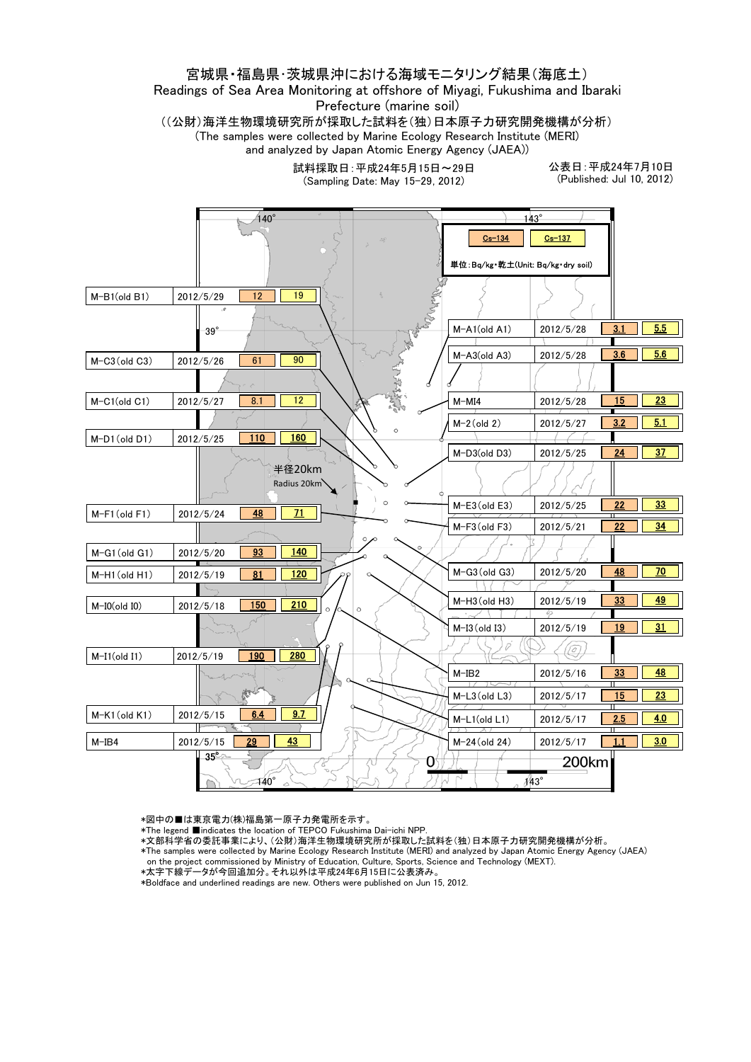# 宮城県・福島県・茨城県沖における海域モニタリング結果（海底土）

## Readings of Sea Area Monitoring at offshore of Miyagi, Fukushima and Ibaraki Prefecture (marine soil)

（（公財）海洋生物環境研究所が採取した試料を（独）日本原子力研究開発機構が分析）
(The samples were collected by Marine Ecology Research Institute (MERI) and analyzed by Japan Atomic Energy Agency (JAEA))

試料採取日：平成24年5月15日～29日
(Sampling Date: May 15-29, 2012)

公表日：平成24年7月10日
(Published: Jul 10, 2012)

単位：Bq/kg・乾土(Unit: Bq/kg・dry soil)

| Point | Date | Cs-134 | Cs-137 |
|---|---|---|---|
| M-B1(old B1) | 2012/5/29 | 12 | 19 |
| M-C3(old C3) | 2012/5/26 | 61 | 90 |
| M-C1(old C1) | 2012/5/27 | 8.1 | 12 |
| M-D1(old D1) | 2012/5/25 | **<u>110</u>** | **<u>160</u>** |
| M-F1(old F1) | 2012/5/24 | **<u>48</u>** | **<u>71</u>** |
| M-G1(old G1) | 2012/5/20 | **<u>93</u>** | **<u>140</u>** |
| M-H1(old H1) | 2012/5/19 | **<u>81</u>** | **<u>120</u>** |
| M-I0(old I0) | 2012/5/18 | **<u>150</u>** | **<u>210</u>** |
| M-I1(old I1) | 2012/5/19 | **<u>190</u>** | **<u>280</u>** |
| M-K1(old K1) | 2012/5/15 | **<u>6.4</u>** | **<u>9.7</u>** |
| M-IB4 | 2012/5/15 | **<u>29</u>** | **<u>43</u>** |
| M-A1(old A1) | 2012/5/28 | **<u>3.1</u>** | **<u>5.5</u>** |
| M-A3(old A3) | 2012/5/28 | **<u>3.6</u>** | **<u>5.6</u>** |
| M-MI4 | 2012/5/28 | **<u>15</u>** | **<u>23</u>** |
| M-2(old 2) | 2012/5/27 | **<u>3.2</u>** | **<u>5.1</u>** |
| M-D3(old D3) | 2012/5/25 | **<u>24</u>** | **<u>37</u>** |
| M-E3(old E3) | 2012/5/25 | **<u>22</u>** | **<u>33</u>** |
| M-F3(old F3) | 2012/5/21 | **<u>22</u>** | **<u>34</u>** |
| M-G3(old G3) | 2012/5/20 | **<u>48</u>** | **<u>70</u>** |
| M-H3(old H3) | 2012/5/19 | **<u>33</u>** | **<u>49</u>** |
| M-I3(old I3) | 2012/5/19 | **<u>19</u>** | **<u>31</u>** |
| M-IB2 | 2012/5/16 | **<u>33</u>** | **<u>48</u>** |
| M-L3(old L3) | 2012/5/17 | **<u>15</u>** | **<u>23</u>** |
| M-L1(old L1) | 2012/5/17 | **<u>2.5</u>** | **<u>4.0</u>** |
| M-24(old 24) | 2012/5/17 | **<u>1.1</u>** | **<u>3.0</u>** |

半径20km
Radius 20km

140°　143°　39°　35°　0　200km

*図中の■は東京電力(株)福島第一原子力発電所を示す。
*The legend ■indicates the location of TEPCO Fukushima Dai-ichi NPP.
*文部科学省の委託事業により、（公財）海洋生物環境研究所が採取した試料を（独）日本原子力研究開発機構が分析。
*The samples were collected by Marine Ecology Research Institute (MERI) and analyzed by Japan Atomic Energy Agency (JAEA) on the project commissioned by Ministry of Education, Culture, Sports, Science and Technology (MEXT).
*太字下線データが今回追加分。それ以外は平成24年6月15日に公表済み。
*Boldface and underlined readings are new. Others were published on Jun 15, 2012.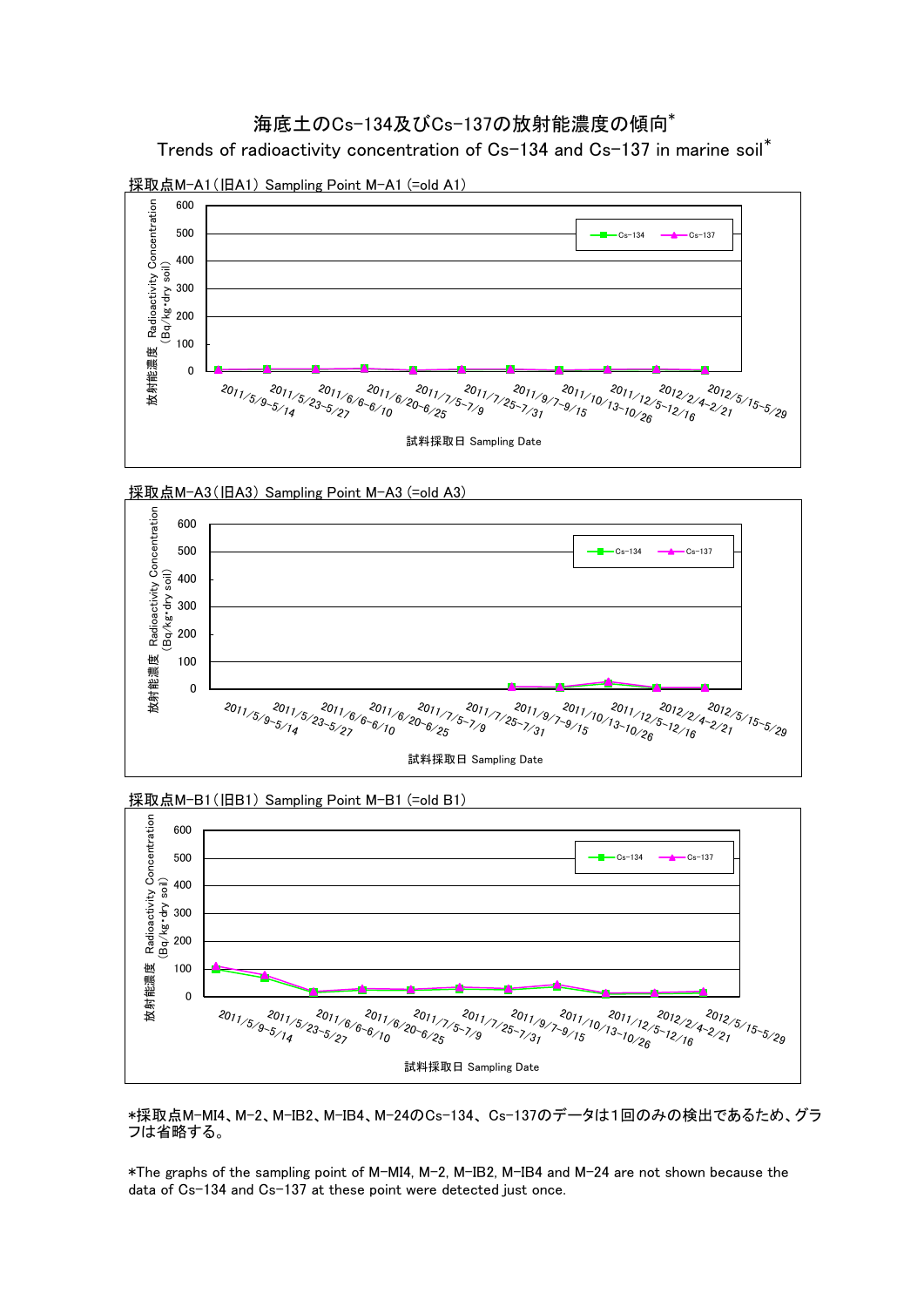# 海底土のCs-134及びCs-137の放射能濃度の傾向*

## Trends of radioactivity concentration of Cs-134 and Cs-137 in marine soil*

採取点M-A1（旧A1） Sampling Point M-A1 (=old A1)

採取点M-A3（旧A3） Sampling Point M-A3 (=old A3)

採取点M-B1（旧B1） Sampling Point M-B1 (=old B1)

*採取点M-MI4、M-2、M-IB2、M-IB4、M-24のCs-134、Cs-137のデータは1回のみの検出であるため、グラフは省略する。

*The graphs of the sampling point of M-MI4, M-2, M-IB2, M-IB4 and M-24 are not shown because the data of Cs-134 and Cs-137 at these point were detected just once.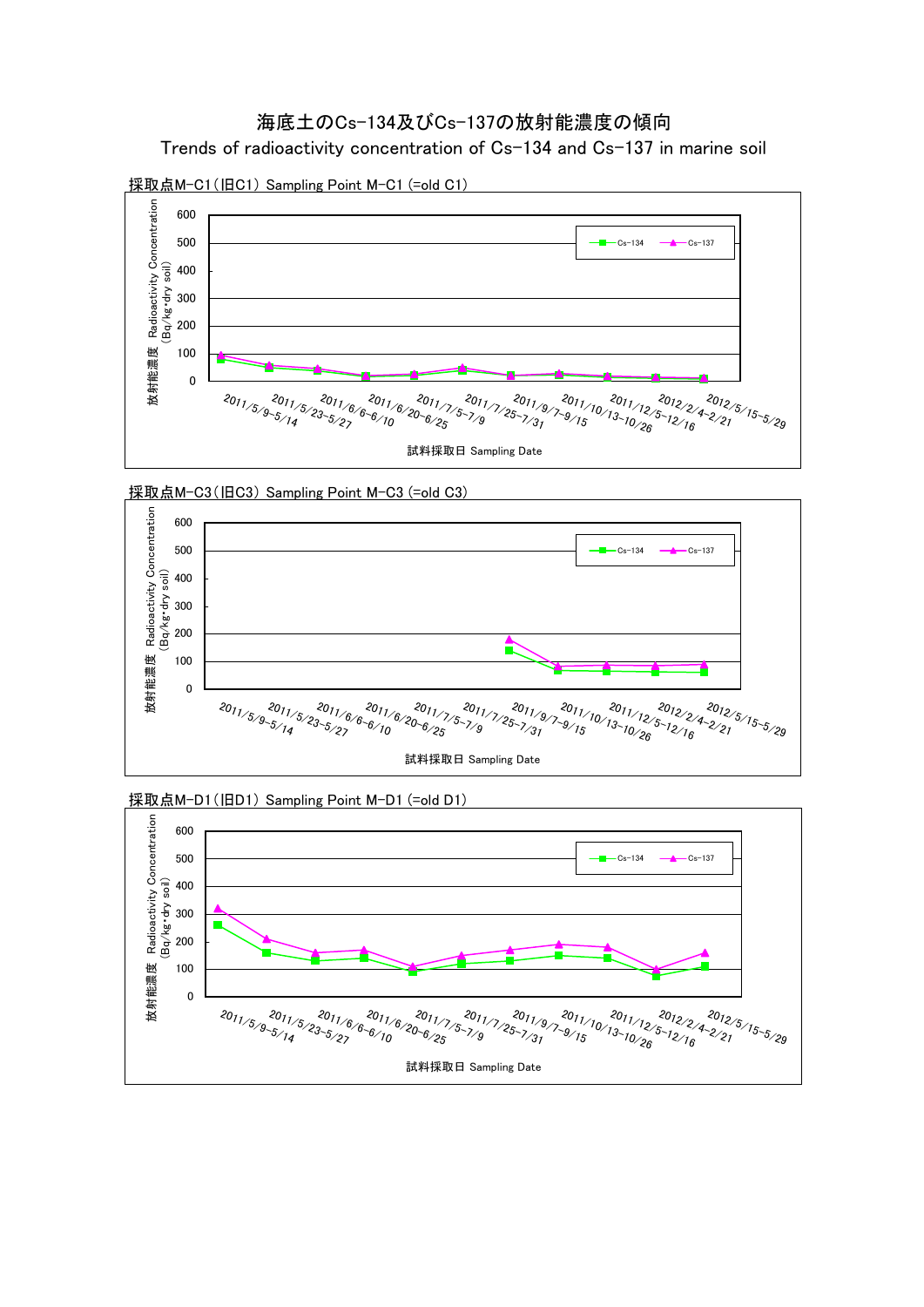# 海底土のCs-134及びCs-137の放射能濃度の傾向

## Trends of radioactivity concentration of Cs-134 and Cs-137 in marine soil

採取点M-C1（旧C1） Sampling Point M-C1 (=old C1)

放射能濃度 Radioactivity Concentration (Bq/kg･dry soil)

Cs-134 / Cs-137

2011/5/9-5/14, 2011/5/23-5/27, 2011/6/6-6/10, 2011/6/20-6/25, 2011/7/5-7/9, 2011/7/25-7/31, 2011/9/7-9/15, 2011/10/13-10/26, 2011/12/5-12/16, 2012/2/4-2/21, 2012/5/15-5/29

試料採取日 Sampling Date

採取点M-C3（旧C3） Sampling Point M-C3 (=old C3)

放射能濃度 Radioactivity Concentration (Bq/kg･dry soil)

Cs-134 / Cs-137

2011/5/9-5/14, 2011/5/23-5/27, 2011/6/6-6/10, 2011/6/20-6/25, 2011/7/5-7/9, 2011/7/25-7/31, 2011/9/7-9/15, 2011/10/13-10/26, 2011/12/5-12/16, 2012/2/4-2/21, 2012/5/15-5/29

試料採取日 Sampling Date

採取点M-D1（旧D1） Sampling Point M-D1 (=old D1)

放射能濃度 Radioactivity Concentration (Bq/kg･dry soil)

Cs-134 / Cs-137

2011/5/9-5/14, 2011/5/23-5/27, 2011/6/6-6/10, 2011/6/20-6/25, 2011/7/5-7/9, 2011/7/25-7/31, 2011/9/7-9/15, 2011/10/13-10/26, 2011/12/5-12/16, 2012/2/4-2/21, 2012/5/15-5/29

試料採取日 Sampling Date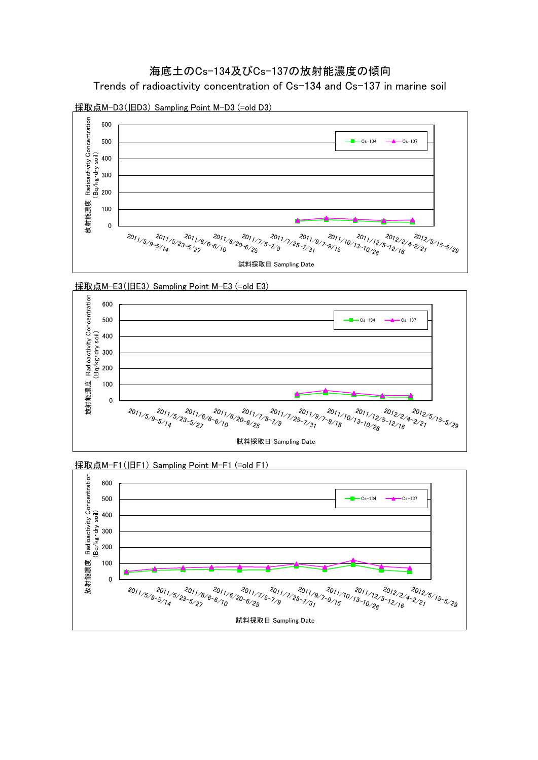# 海底土のCs-134及びCs-137の放射能濃度の傾向

Trends of radioactivity concentration of Cs-134 and Cs-137 in marine soil

採取点M-D3（旧D3） Sampling Point M-D3 (=old D3)

放射能濃度 Radioactivity Concentration (Bq/kg･dry soil)

Cs-134　Cs-137

2011/5/9-5/14　2011/5/23-5/27　2011/6/6-6/10　2011/6/20-6/25　2011/7/5-7/9　2011/7/25-7/31　2011/9/7-9/15　2011/10/13-10/26　2011/12/5-12/16　2012/2/4-2/21　2012/5/15-5/29

試料採取日 Sampling Date

採取点M-E3（旧E3） Sampling Point M-E3 (=old E3)

放射能濃度 Radioactivity Concentration (Bq/kg･dry soil)

Cs-134　Cs-137

2011/5/9-5/14　2011/5/23-5/27　2011/6/6-6/10　2011/6/20-6/25　2011/7/5-7/9　2011/7/25-7/31　2011/9/7-9/15　2011/10/13-10/26　2011/12/5-12/16　2012/2/4-2/21　2012/5/15-5/29

試料採取日 Sampling Date

採取点M-F1（旧F1） Sampling Point M-F1 (=old F1)

放射能濃度 Radioactivity Concentration (Bq/kg･dry soil)

Cs-134　Cs-137

2011/5/9-5/14　2011/5/23-5/27　2011/6/6-6/10　2011/6/20-6/25　2011/7/5-7/9　2011/7/25-7/31　2011/9/7-9/15　2011/10/13-10/26　2011/12/5-12/16　2012/2/4-2/21　2012/5/15-5/29

試料採取日 Sampling Date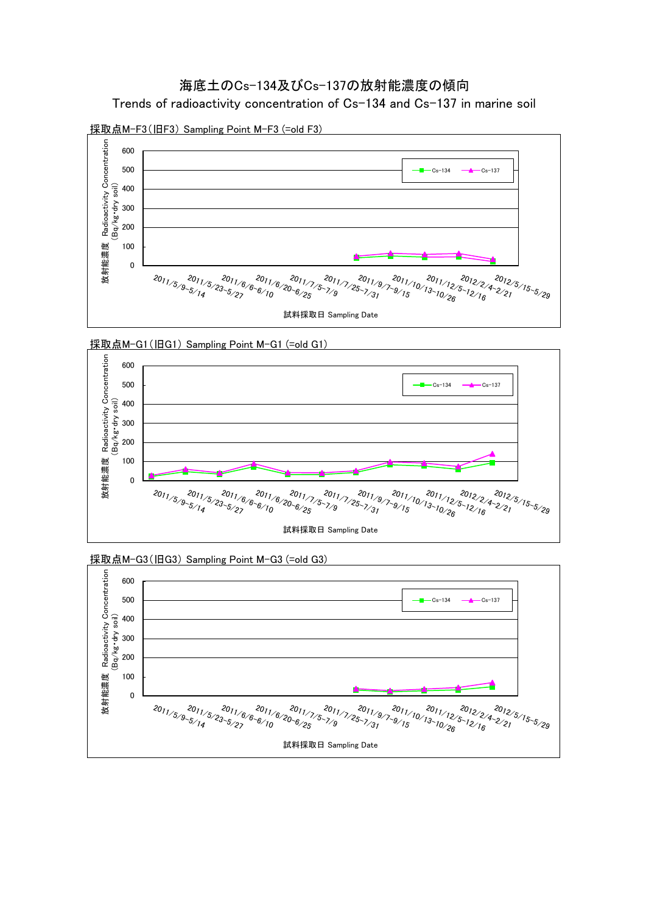# 海底土のCs-134及びCs-137の放射能濃度の傾向

Trends of radioactivity concentration of Cs-134 and Cs-137 in marine soil

採取点M-F3（旧F3） Sampling Point M-F3 (=old F3)

放射能濃度 Radioactivity Concentration (Bq/kg･dry soil)

Cs-134　Cs-137

2011/5/9-5/14　2011/5/23-5/27　2011/6/6-6/10　2011/6/20-6/25　2011/7/5-7/9　2011/7/25-7/31　2011/9/7-9/15　2011/10/13-10/26　2011/12/5-12/16　2012/2/4-2/21　2012/5/15-5/29

試料採取日 Sampling Date

採取点M-G1（旧G1） Sampling Point M-G1 (=old G1)

放射能濃度 Radioactivity Concentration (Bq/kg･dry soil)

Cs-134　Cs-137

2011/5/9-5/14　2011/5/23-5/27　2011/6/6-6/10　2011/6/20-6/25　2011/7/5-7/9　2011/7/25-7/31　2011/9/7-9/15　2011/10/13-10/26　2011/12/5-12/16　2012/2/4-2/21　2012/5/15-5/29

試料採取日 Sampling Date

採取点M-G3（旧G3） Sampling Point M-G3 (=old G3)

放射能濃度 Radioactivity Concentration (Bq/kg･dry soil)

Cs-134　Cs-137

2011/5/9-5/14　2011/5/23-5/27　2011/6/6-6/10　2011/6/20-6/25　2011/7/5-7/9　2011/7/25-7/31　2011/9/7-9/15　2011/10/13-10/26　2011/12/5-12/16　2012/2/4-2/21　2012/5/15-5/29

試料採取日 Sampling Date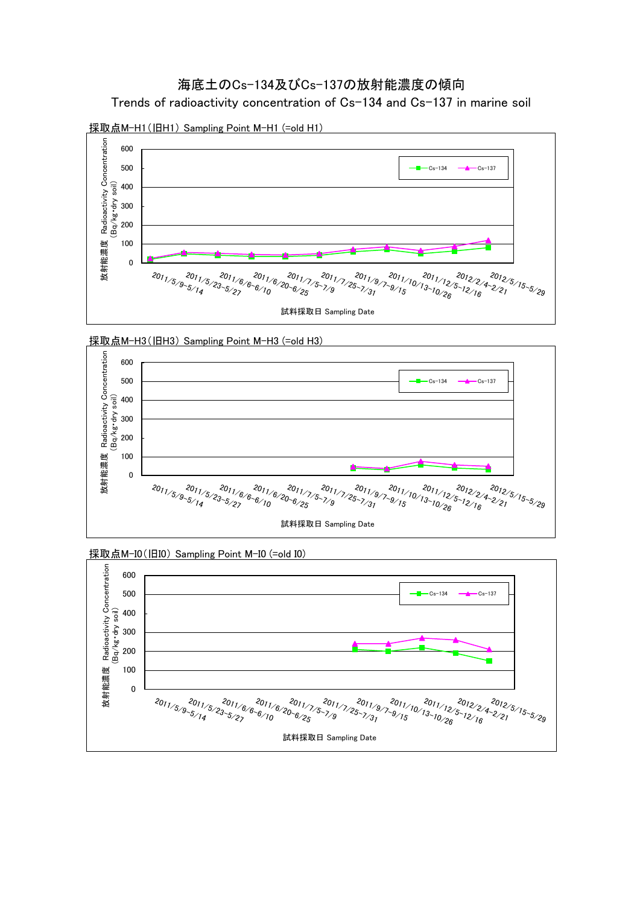# 海底土のCs-134及びCs-137の放射能濃度の傾向

Trends of radioactivity concentration of Cs-134 and Cs-137 in marine soil

採取点M-H1（旧H1） Sampling Point M-H1 (=old H1)

放射能濃度 Radioactivity Concentration (Bq/kg・dry soil)

Cs-134 / Cs-137

2011/5/9-5/14, 2011/5/23-5/27, 2011/6/6-6/10, 2011/6/20-6/25, 2011/7/5-7/9, 2011/7/25-7/31, 2011/9/7-9/15, 2011/10/13-10/26, 2011/12/5-12/16, 2012/2/4-2/21, 2012/5/15-5/29

試料採取日 Sampling Date

採取点M-H3（旧H3） Sampling Point M-H3 (=old H3)

放射能濃度 Radioactivity Concentration (Bq/kg・dry soil)

Cs-134 / Cs-137

2011/5/9-5/14, 2011/5/23-5/27, 2011/6/6-6/10, 2011/6/20-6/25, 2011/7/5-7/9, 2011/7/25-7/31, 2011/9/7-9/15, 2011/10/13-10/26, 2011/12/5-12/16, 2012/2/4-2/21, 2012/5/15-5/29

試料採取日 Sampling Date

採取点M-I0（旧I0） Sampling Point M-I0 (=old I0)

放射能濃度 Radioactivity Concentration (Bq/kg・dry soil)

Cs-134 / Cs-137

2011/5/9-5/14, 2011/5/23-5/27, 2011/6/6-6/10, 2011/6/20-6/25, 2011/7/5-7/9, 2011/7/25-7/31, 2011/9/7-9/15, 2011/10/13-10/26, 2011/12/5-12/16, 2012/2/4-2/21, 2012/5/15-5/29

試料採取日 Sampling Date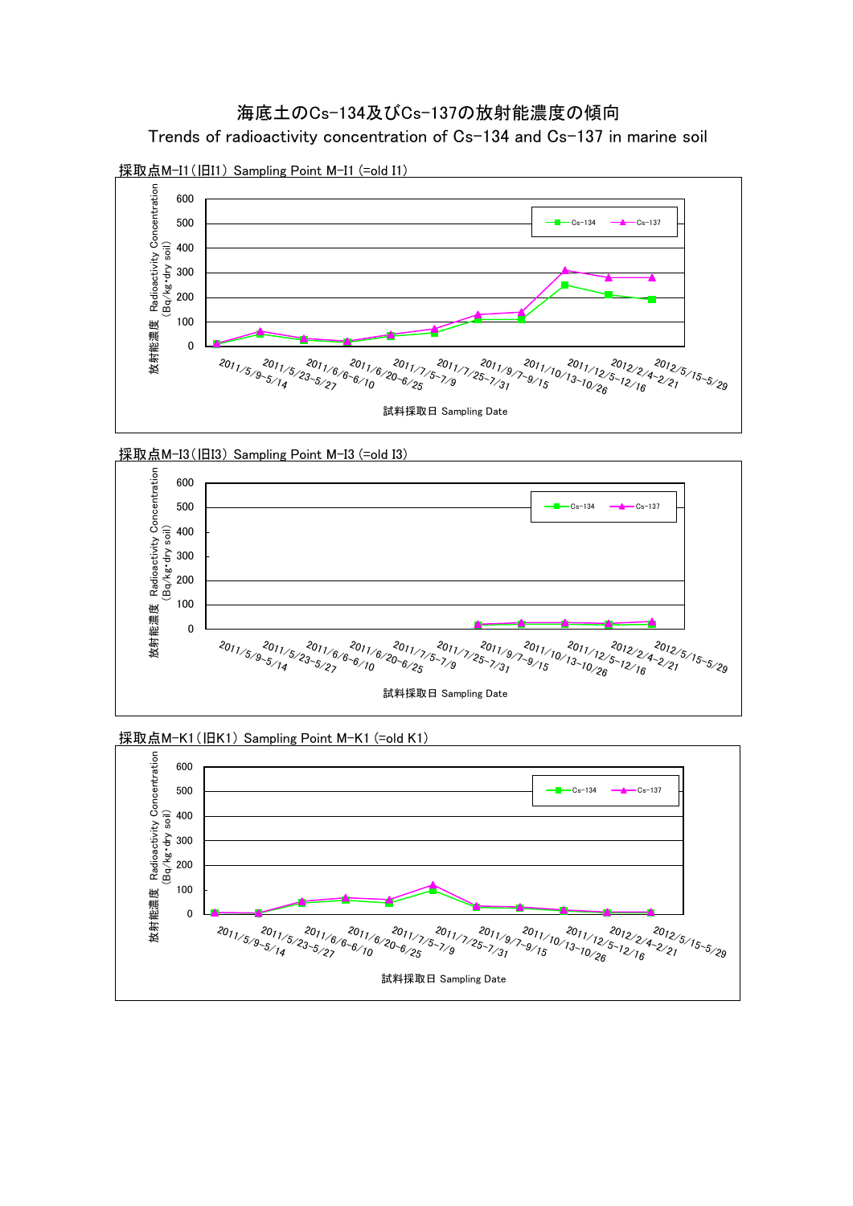# 海底土のCs-134及びCs-137の放射能濃度の傾向

Trends of radioactivity concentration of Cs-134 and Cs-137 in marine soil

採取点M-I1（旧I1） Sampling Point M-I1 (=old I1)

放射能濃度 Radioactivity Concentration (Bq/kg・dry soil)

Legend: Cs-134, Cs-137

Y-axis: 0, 100, 200, 300, 400, 500, 600

X-axis: 2011/5/9-5/14, 2011/5/23-5/27, 2011/6/6-6/10, 2011/6/20-6/25, 2011/7/5-7/9, 2011/7/25-7/31, 2011/9/7-9/15, 2011/10/13-10/26, 2011/12/5-12/16, 2012/2/4-2/21, 2012/5/15-5/29

試料採取日 Sampling Date

採取点M-I3（旧I3） Sampling Point M-I3 (=old I3)

放射能濃度 Radioactivity Concentration (Bq/kg・dry soil)

Legend: Cs-134, Cs-137

Y-axis: 0, 100, 200, 300, 400, 500, 600

X-axis: 2011/5/9-5/14, 2011/5/23-5/27, 2011/6/6-6/10, 2011/6/20-6/25, 2011/7/5-7/9, 2011/7/25-7/31, 2011/9/7-9/15, 2011/10/13-10/26, 2011/12/5-12/16, 2012/2/4-2/21, 2012/5/15-5/29

試料採取日 Sampling Date

採取点M-K1（旧K1） Sampling Point M-K1 (=old K1)

放射能濃度 Radioactivity Concentration (Bq/kg・dry soil)

Legend: Cs-134, Cs-137

Y-axis: 0, 100, 200, 300, 400, 500, 600

X-axis: 2011/5/9-5/14, 2011/5/23-5/27, 2011/6/6-6/10, 2011/6/20-6/25, 2011/7/5-7/9, 2011/7/25-7/31, 2011/9/7-9/15, 2011/10/13-10/26, 2011/12/5-12/16, 2012/2/4-2/21, 2012/5/15-5/29

試料採取日 Sampling Date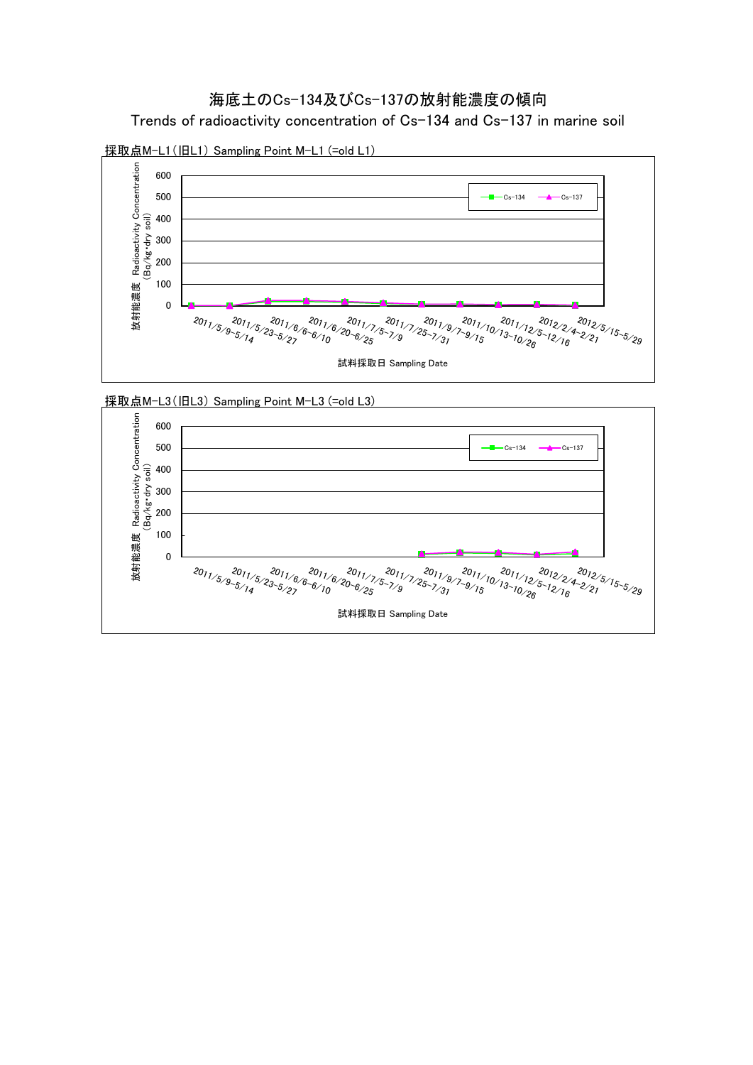# 海底土のCs-134及びCs-137の放射能濃度の傾向

## Trends of radioactivity concentration of Cs-134 and Cs-137 in marine soil

採取点M-L1（旧L1） Sampling Point M-L1 (=old L1)

放射能濃度 Radioactivity Concentration (Bq/kg･dry soil)

600
500
400
300
200
100
0

Cs-134
Cs-137

2011/5/9-5/14
2011/5/23-5/27
2011/6/6-6/10
2011/6/20-6/25
2011/7/5-7/9
2011/7/25-7/31
2011/9/7-9/15
2011/10/13-10/26
2011/12/5-12/16
2012/2/4-2/21
2012/5/15-5/29

試料採取日 Sampling Date

採取点M-L3（旧L3） Sampling Point M-L3 (=old L3)

放射能濃度 Radioactivity Concentration (Bq/kg･dry soil)

600
500
400
300
200
100
0

Cs-134
Cs-137

2011/5/9-5/14
2011/5/23-5/27
2011/6/6-6/10
2011/6/20-6/25
2011/7/5-7/9
2011/7/25-7/31
2011/9/7-9/15
2011/10/13-10/26
2011/12/5-12/16
2012/2/4-2/21
2012/5/15-5/29

試料採取日 Sampling Date